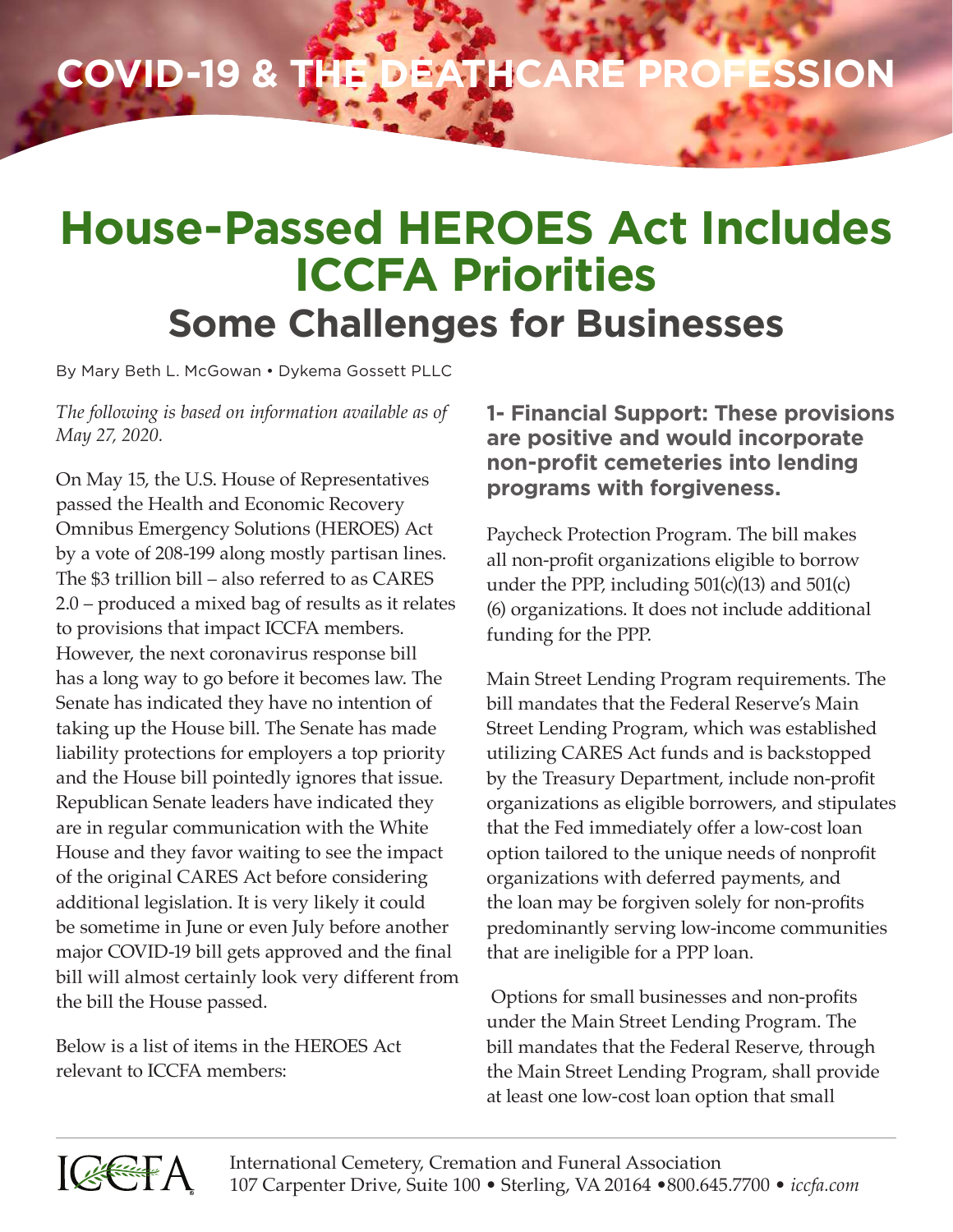COVID-19 & THE DEATHCARE PROFESSION

# House-Passed HEROES Act Includes ICCFA Priorities

## Some Challenges for Businesses

By Mary Beth L. McGowan • Dykema Gossett PLLC

*The following is based on information available as of May 27, 2020.*

On May 15, the U.S. House of Representatives passed the Health and Economic Recovery Omnibus Emergency Solutions (HEROES) Act by a vote of 208-199 along mostly partisan lines. The $3 trillion bill – also referred to as CARES 2.0 – produced a mixed bag of results as it relates to provisions that impact ICCFA members. However, the next coronavirus response bill has a long way to go before it becomes law. The Senate has indicated they have no intention of taking up the House bill. The Senate has made liability protections for employers a top priority and the House bill pointedly ignores that issue. Republican Senate leaders have indicated they are in regular communication with the White House and they favor waiting to see the impact of the original CARES Act before considering additional legislation. It is very likely it could be sometime in June or even July before another major COVID-19 bill gets approved and the final bill will almost certainly look very different from the bill the House passed.

Below is a list of items in the HEROES Act relevant to ICCFA members:

### 1- Financial Support: These provisions are positive and would incorporate non-profit cemeteries into lending programs with forgiveness.

Paycheck Protection Program. The bill makes all non-profit organizations eligible to borrow under the PPP, including 501(c)(13) and 501(c)(6) organizations. It does not include additional funding for the PPP.

Main Street Lending Program requirements. The bill mandates that the Federal Reserve's Main Street Lending Program, which was established utilizing CARES Act funds and is backstopped by the Treasury Department, include non-profit organizations as eligible borrowers, and stipulates that the Fed immediately offer a low-cost loan option tailored to the unique needs of nonprofit organizations with deferred payments, and the loan may be forgiven solely for non-profits predominantly serving low-income communities that are ineligible for a PPP loan.

Options for small businesses and non-profits under the Main Street Lending Program. The bill mandates that the Federal Reserve, through the Main Street Lending Program, shall provide at least one low-cost loan option that small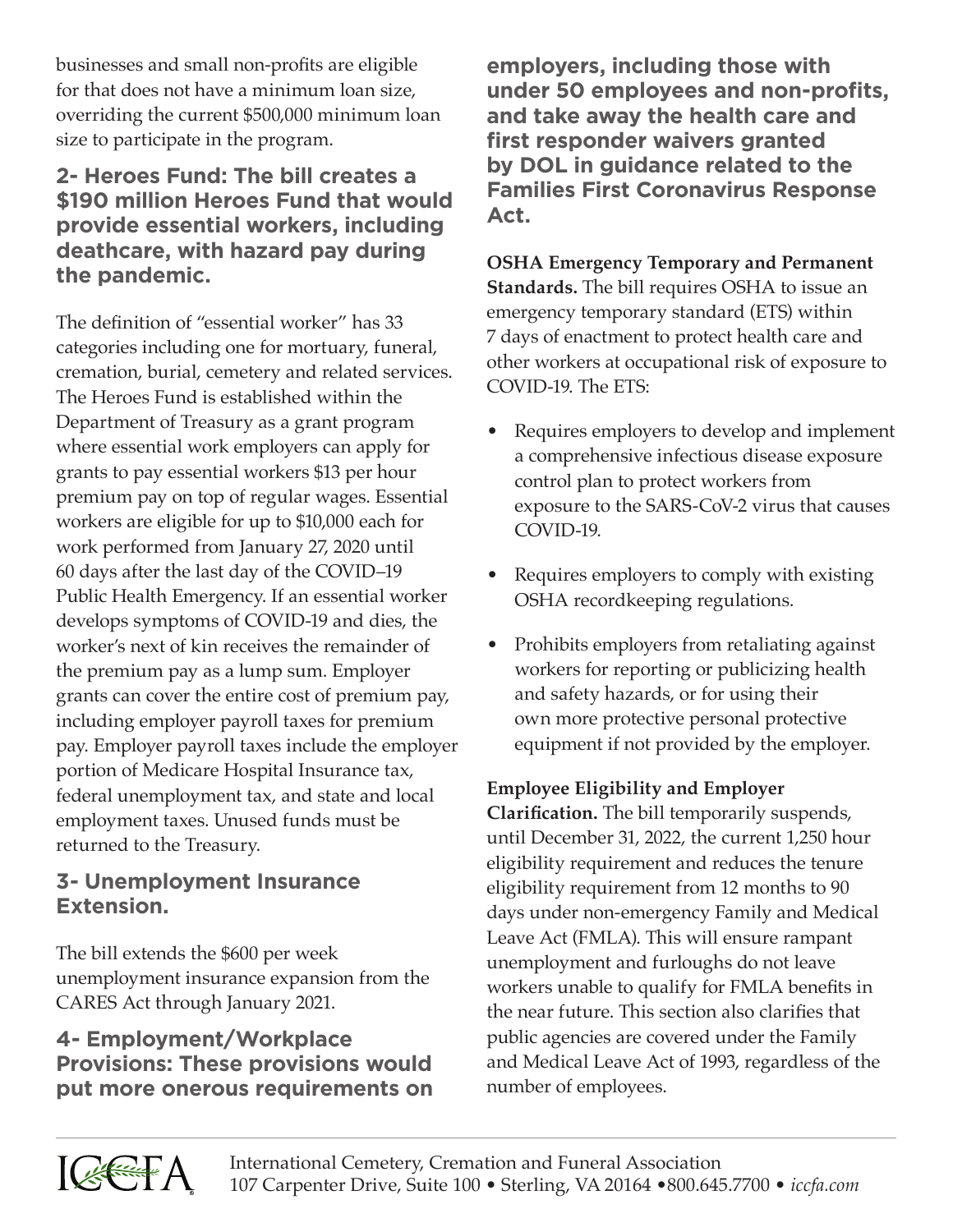businesses and small non-profits are eligible for that does not have a minimum loan size, overriding the current $500,000 minimum loan size to participate in the program.

## 2- Heroes Fund: The bill creates a $190 million Heroes Fund that would provide essential workers, including deathcare, with hazard pay during the pandemic.

The definition of "essential worker" has 33 categories including one for mortuary, funeral, cremation, burial, cemetery and related services. The Heroes Fund is established within the Department of Treasury as a grant program where essential work employers can apply for grants to pay essential workers $13 per hour premium pay on top of regular wages. Essential workers are eligible for up to $10,000 each for work performed from January 27, 2020 until 60 days after the last day of the COVID–19 Public Health Emergency. If an essential worker develops symptoms of COVID-19 and dies, the worker's next of kin receives the remainder of the premium pay as a lump sum. Employer grants can cover the entire cost of premium pay, including employer payroll taxes for premium pay. Employer payroll taxes include the employer portion of Medicare Hospital Insurance tax, federal unemployment tax, and state and local employment taxes. Unused funds must be returned to the Treasury.

## 3- Unemployment Insurance Extension.

The bill extends the $600 per week unemployment insurance expansion from the CARES Act through January 2021.

## 4- Employment/Workplace Provisions: These provisions would put more onerous requirements on employers, including those with under 50 employees and non-profits, and take away the health care and first responder waivers granted by DOL in guidance related to the Families First Coronavirus Response Act.

**OSHA Emergency Temporary and Permanent Standards.** The bill requires OSHA to issue an emergency temporary standard (ETS) within 7 days of enactment to protect health care and other workers at occupational risk of exposure to COVID-19. The ETS:

- Requires employers to develop and implement a comprehensive infectious disease exposure control plan to protect workers from exposure to the SARS-CoV-2 virus that causes COVID-19.
- Requires employers to comply with existing OSHA recordkeeping regulations.
- Prohibits employers from retaliating against workers for reporting or publicizing health and safety hazards, or for using their own more protective personal protective equipment if not provided by the employer.

**Employee Eligibility and Employer Clarification.** The bill temporarily suspends, until December 31, 2022, the current 1,250 hour eligibility requirement and reduces the tenure eligibility requirement from 12 months to 90 days under non-emergency Family and Medical Leave Act (FMLA). This will ensure rampant unemployment and furloughs do not leave workers unable to qualify for FMLA benefits in the near future. This section also clarifies that public agencies are covered under the Family and Medical Leave Act of 1993, regardless of the number of employees.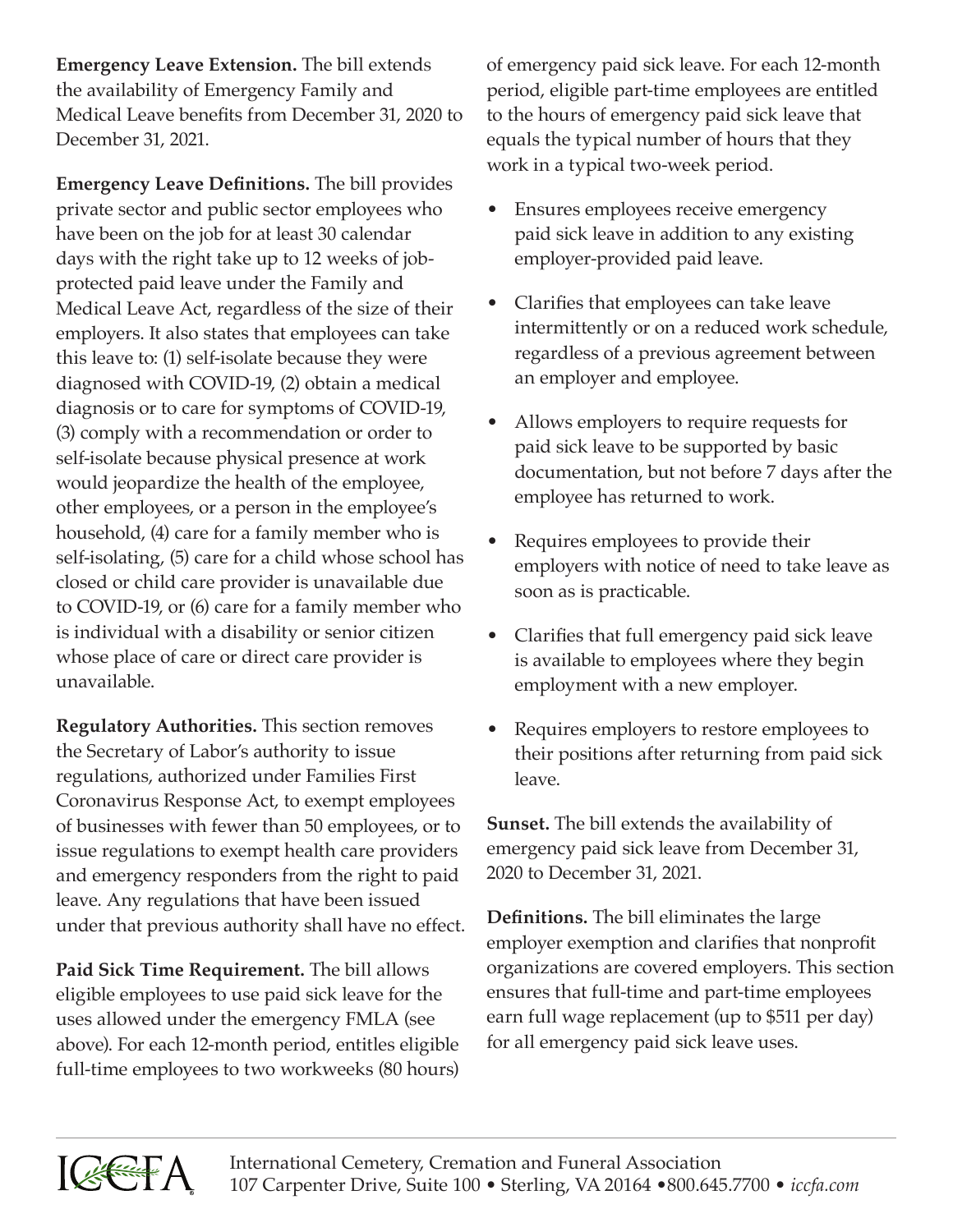**Emergency Leave Extension.** The bill extends the availability of Emergency Family and Medical Leave benefits from December 31, 2020 to December 31, 2021.

**Emergency Leave Definitions.** The bill provides private sector and public sector employees who have been on the job for at least 30 calendar days with the right take up to 12 weeks of job-protected paid leave under the Family and Medical Leave Act, regardless of the size of their employers. It also states that employees can take this leave to: (1) self-isolate because they were diagnosed with COVID-19, (2) obtain a medical diagnosis or to care for symptoms of COVID-19, (3) comply with a recommendation or order to self-isolate because physical presence at work would jeopardize the health of the employee, other employees, or a person in the employee's household, (4) care for a family member who is self-isolating, (5) care for a child whose school has closed or child care provider is unavailable due to COVID-19, or (6) care for a family member who is individual with a disability or senior citizen whose place of care or direct care provider is unavailable.

**Regulatory Authorities.** This section removes the Secretary of Labor's authority to issue regulations, authorized under Families First Coronavirus Response Act, to exempt employees of businesses with fewer than 50 employees, or to issue regulations to exempt health care providers and emergency responders from the right to paid leave. Any regulations that have been issued under that previous authority shall have no effect.

**Paid Sick Time Requirement.** The bill allows eligible employees to use paid sick leave for the uses allowed under the emergency FMLA (see above). For each 12-month period, entitles eligible full-time employees to two workweeks (80 hours) of emergency paid sick leave. For each 12-month period, eligible part-time employees are entitled to the hours of emergency paid sick leave that equals the typical number of hours that they work in a typical two-week period.

- Ensures employees receive emergency paid sick leave in addition to any existing employer-provided paid leave.
- Clarifies that employees can take leave intermittently or on a reduced work schedule, regardless of a previous agreement between an employer and employee.
- Allows employers to require requests for paid sick leave to be supported by basic documentation, but not before 7 days after the employee has returned to work.
- Requires employees to provide their employers with notice of need to take leave as soon as is practicable.
- Clarifies that full emergency paid sick leave is available to employees where they begin employment with a new employer.
- Requires employers to restore employees to their positions after returning from paid sick leave.

**Sunset.** The bill extends the availability of emergency paid sick leave from December 31, 2020 to December 31, 2021.

**Definitions.** The bill eliminates the large employer exemption and clarifies that nonprofit organizations are covered employers. This section ensures that full-time and part-time employees earn full wage replacement (up to $511 per day) for all emergency paid sick leave uses.

International Cemetery, Cremation and Funeral Association
107 Carpenter Drive, Suite 100 • Sterling, VA 20164 •800.645.7700 • *iccfa.com*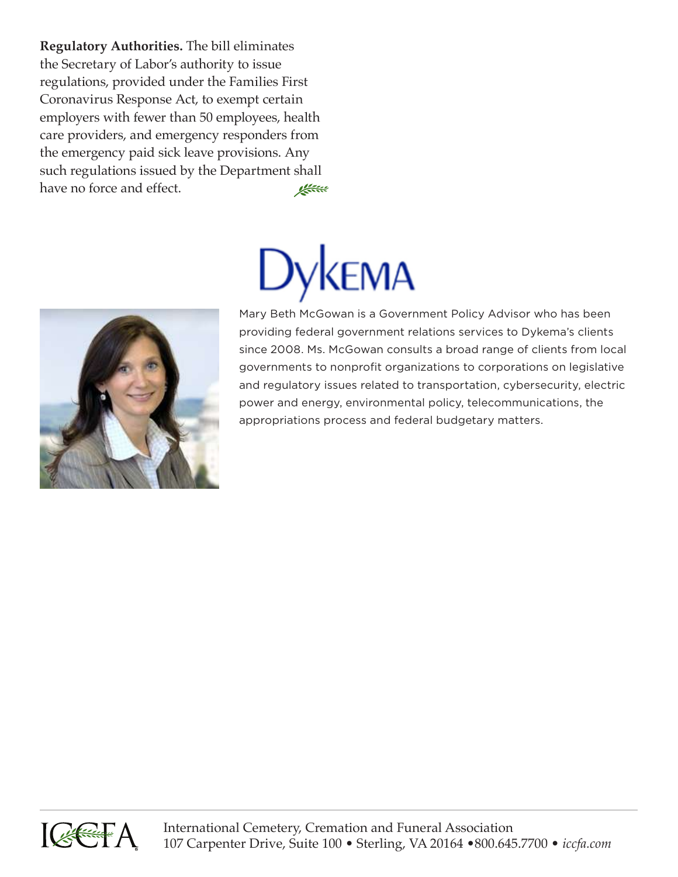**Regulatory Authorities.** The bill eliminates the Secretary of Labor's authority to issue regulations, provided under the Families First Coronavirus Response Act, to exempt certain employers with fewer than 50 employees, health care providers, and emergency responders from the emergency paid sick leave provisions. Any such regulations issued by the Department shall have no force and effect.

Dykema

Mary Beth McGowan is a Government Policy Advisor who has been providing federal government relations services to Dykema's clients since 2008. Ms. McGowan consults a broad range of clients from local governments to nonprofit organizations to corporations on legislative and regulatory issues related to transportation, cybersecurity, electric power and energy, environmental policy, telecommunications, the appropriations process and federal budgetary matters.